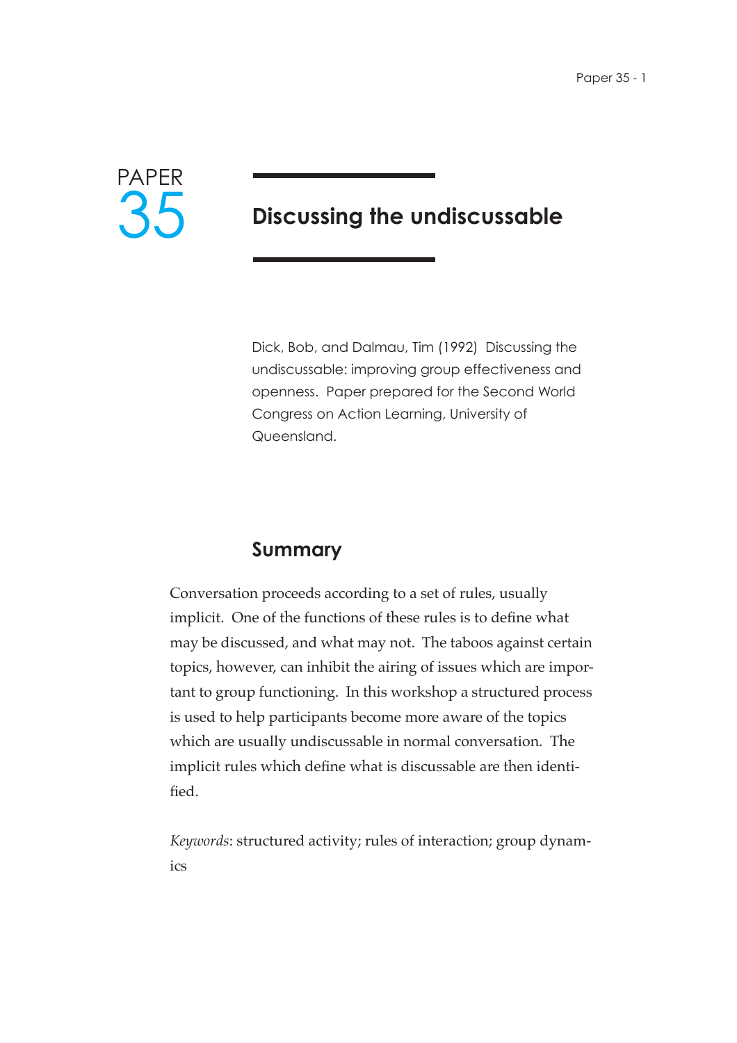PAPER 35

# Discussing the undiscussable

Dick, Bob, and Dalmau, Tim (1992) Discussing the undiscussable: improving group effectiveness and openness. Paper prepared for the Second World Congress on Action Learning, University of Queensland.

## Summary

Conversation proceeds according to a set of rules, usually implicit. One of the functions of these rules is to define what may be discussed, and what may not. The taboos against certain topics, however, can inhibit the airing of issues which are important to group functioning. In this workshop a structured process is used to help participants become more aware of the topics which are usually undiscussable in normal conversation. The implicit rules which define what is discussable are then identified.

*Keywords*: structured activity; rules of interaction; group dynamics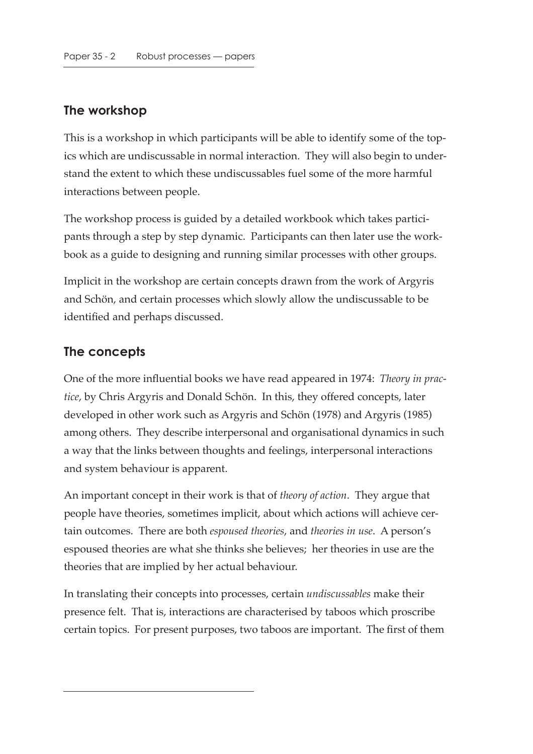## The workshop

This is a workshop in which participants will be able to identify some of the topics which are undiscussable in normal interaction. They will also begin to understand the extent to which these undiscussables fuel some of the more harmful interactions between people.

The workshop process is guided by a detailed workbook which takes participants through a step by step dynamic. Participants can then later use the workbook as a guide to designing and running similar processes with other groups.

Implicit in the workshop are certain concepts drawn from the work of Argyris and Schön, and certain processes which slowly allow the undiscussable to be identified and perhaps discussed.

## The concepts

One of the more influential books we have read appeared in 1974: *Theory in practice*, by Chris Argyris and Donald Schön. In this, they offered concepts, later developed in other work such as Argyris and Schön (1978) and Argyris (1985) among others. They describe interpersonal and organisational dynamics in such a way that the links between thoughts and feelings, interpersonal interactions and system behaviour is apparent.

An important concept in their work is that of *theory of action*. They argue that people have theories, sometimes implicit, about which actions will achieve certain outcomes. There are both *espoused theories*, and *theories in use*. A person's espoused theories are what she thinks she believes; her theories in use are the theories that are implied by her actual behaviour.

In translating their concepts into processes, certain *undiscussables* make their presence felt. That is, interactions are characterised by taboos which proscribe certain topics. For present purposes, two taboos are important. The first of them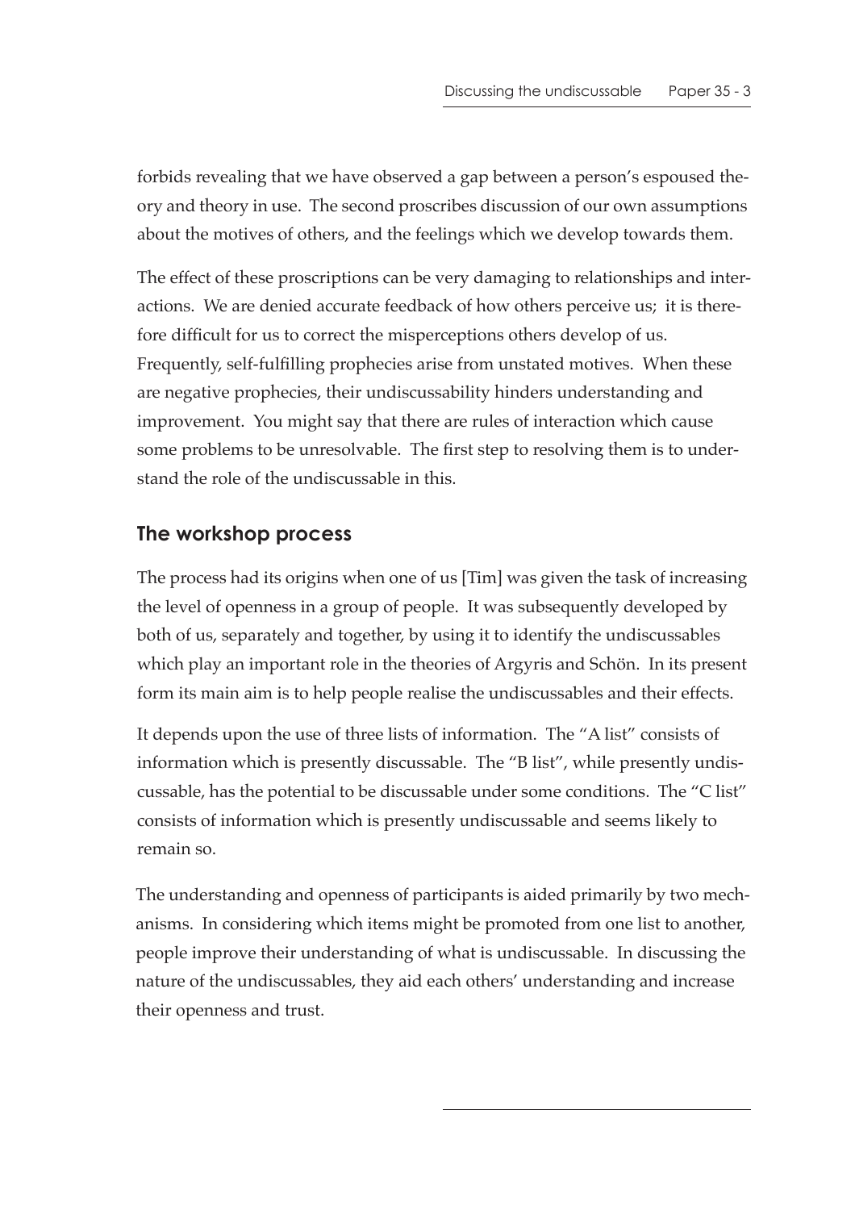forbids revealing that we have observed a gap between a person's espoused theory and theory in use. The second proscribes discussion of our own assumptions about the motives of others, and the feelings which we develop towards them.

The effect of these proscriptions can be very damaging to relationships and interactions. We are denied accurate feedback of how others perceive us; it is therefore difficult for us to correct the misperceptions others develop of us. Frequently, self-fulfilling prophecies arise from unstated motives. When these are negative prophecies, their undiscussability hinders understanding and improvement. You might say that there are rules of interaction which cause some problems to be unresolvable. The first step to resolving them is to understand the role of the undiscussable in this.

## The workshop process

The process had its origins when one of us [Tim] was given the task of increasing the level of openness in a group of people. It was subsequently developed by both of us, separately and together, by using it to identify the undiscussables which play an important role in the theories of Argyris and Schön. In its present form its main aim is to help people realise the undiscussables and their effects.

It depends upon the use of three lists of information. The "A list" consists of information which is presently discussable. The "B list", while presently undiscussable, has the potential to be discussable under some conditions. The "C list" consists of information which is presently undiscussable and seems likely to remain so.

The understanding and openness of participants is aided primarily by two mechanisms. In considering which items might be promoted from one list to another, people improve their understanding of what is undiscussable. In discussing the nature of the undiscussables, they aid each others' understanding and increase their openness and trust.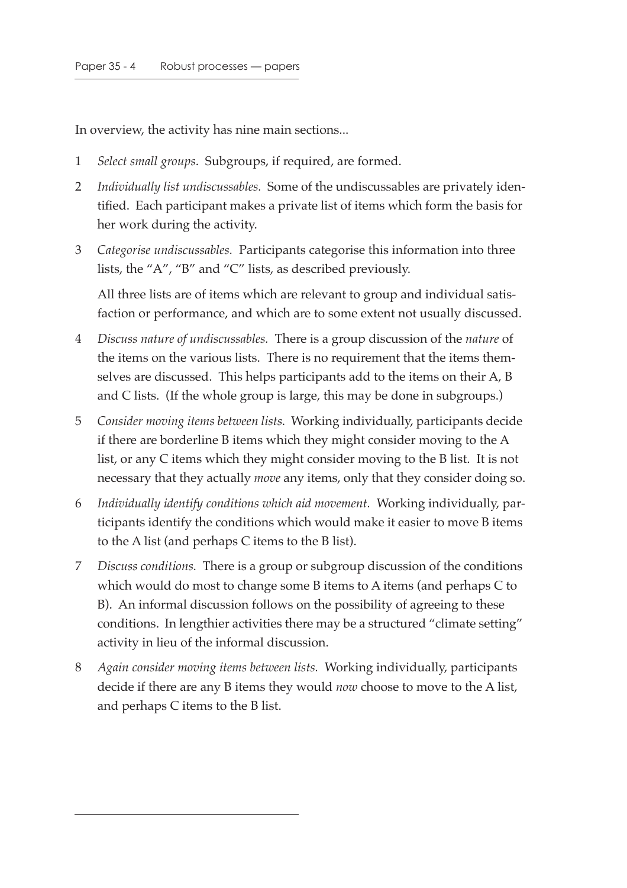In overview, the activity has nine main sections...

1. *Select small groups*. Subgroups, if required, are formed.
2. *Individually list undiscussables.* Some of the undiscussables are privately identified. Each participant makes a private list of items which form the basis for her work during the activity.
3. *Categorise undiscussables.* Participants categorise this information into three lists, the "A", "B" and "C" lists, as described previously.

   All three lists are of items which are relevant to group and individual satisfaction or performance, and which are to some extent not usually discussed.
4. *Discuss nature of undiscussables.* There is a group discussion of the *nature* of the items on the various lists. There is no requirement that the items themselves are discussed. This helps participants add to the items on their A, B and C lists. (If the whole group is large, this may be done in subgroups.)
5. *Consider moving items between lists.* Working individually, participants decide if there are borderline B items which they might consider moving to the A list, or any C items which they might consider moving to the B list. It is not necessary that they actually *move* any items, only that they consider doing so.
6. *Individually identify conditions which aid movement.* Working individually, participants identify the conditions which would make it easier to move B items to the A list (and perhaps C items to the B list).
7. *Discuss conditions.* There is a group or subgroup discussion of the conditions which would do most to change some B items to A items (and perhaps C to B). An informal discussion follows on the possibility of agreeing to these conditions. In lengthier activities there may be a structured "climate setting" activity in lieu of the informal discussion.
8. *Again consider moving items between lists.* Working individually, participants decide if there are any B items they would *now* choose to move to the A list, and perhaps C items to the B list.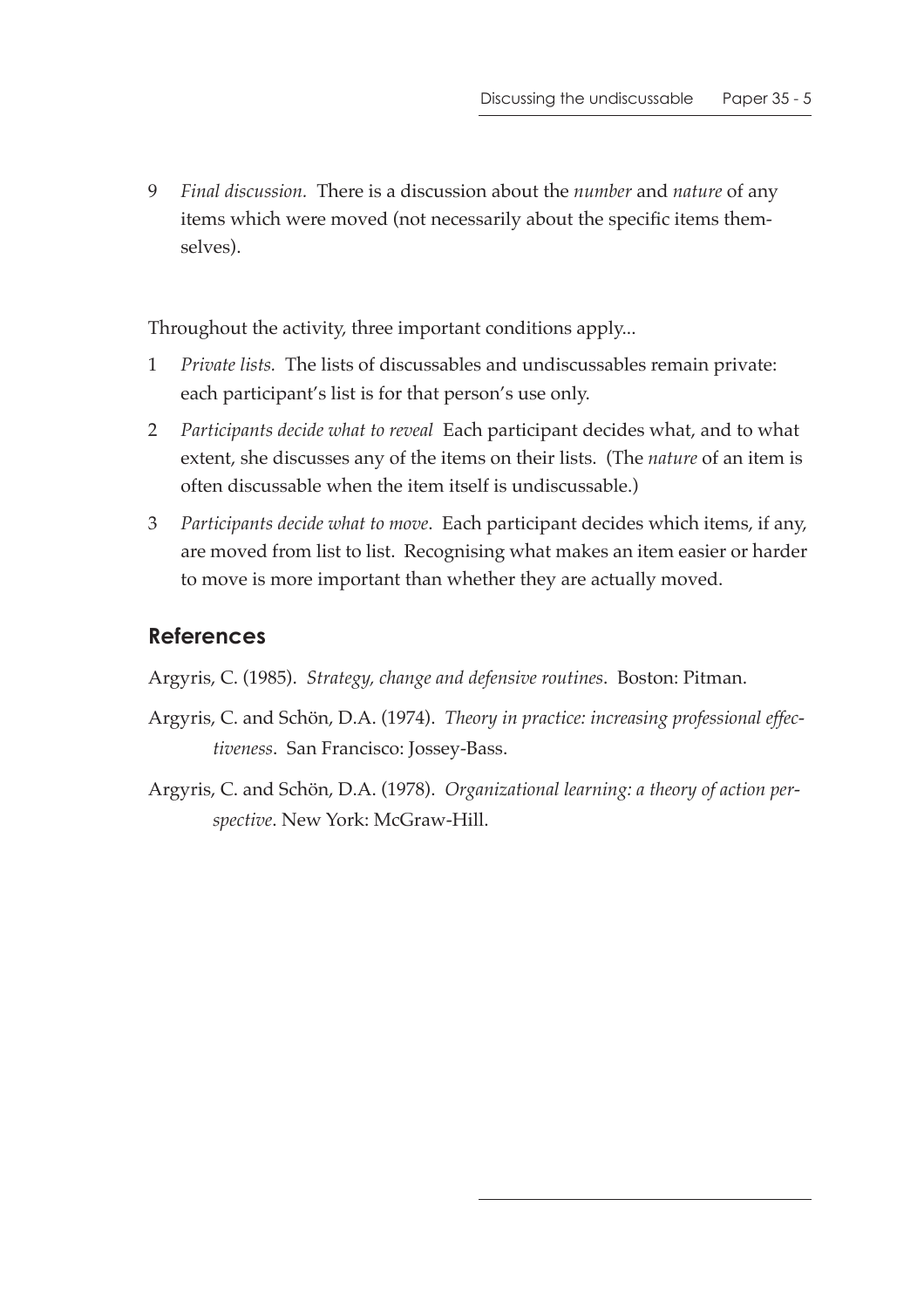9 *Final discussion.* There is a discussion about the *number* and *nature* of any items which were moved (not necessarily about the specific items themselves).

Throughout the activity, three important conditions apply...

1 *Private lists.* The lists of discussables and undiscussables remain private: each participant's list is for that person's use only.

2 *Participants decide what to reveal* Each participant decides what, and to what extent, she discusses any of the items on their lists. (The *nature* of an item is often discussable when the item itself is undiscussable.)

3 *Participants decide what to move*. Each participant decides which items, if any, are moved from list to list. Recognising what makes an item easier or harder to move is more important than whether they are actually moved.

## References

Argyris, C. (1985). *Strategy, change and defensive routines*. Boston: Pitman.

Argyris, C. and Schön, D.A. (1974). *Theory in practice: increasing professional effectiveness*. San Francisco: Jossey-Bass.

Argyris, C. and Schön, D.A. (1978). *Organizational learning: a theory of action perspective*. New York: McGraw-Hill.